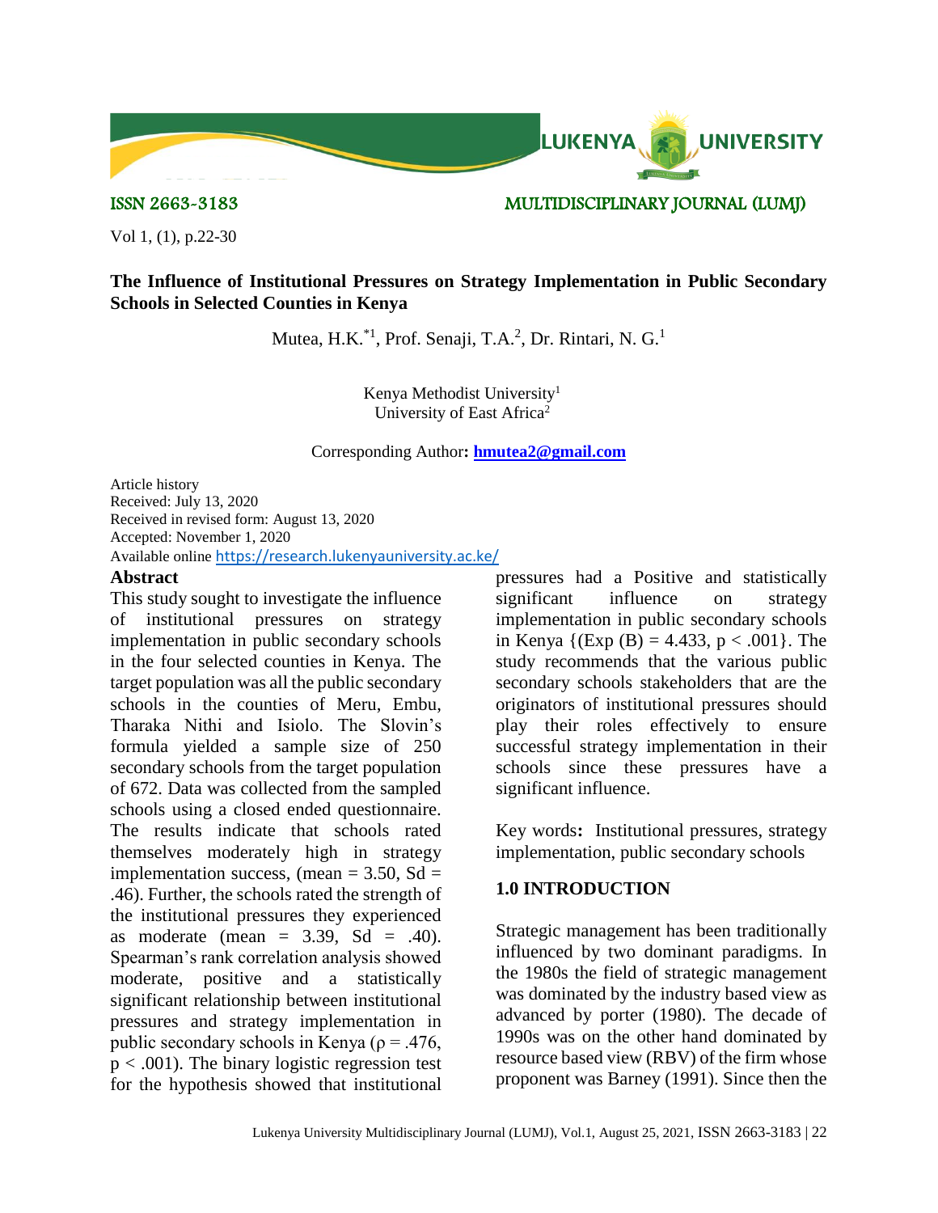ISSN 2663-3183 MULTIDISCIPLINARY JOURNAL (LUMJ)

# The Influence of Institutional Pressures on Strategy Implementation in Public Secondary Schools in Selected Counties in Kenya

Mutea, H.K.*[1], Prof. Senaji, T.A.[2], Dr. Rintari, N. G.[1]

Kenya Methodist University[1]
University of East Africa[2]

Corresponding Author**: hmutea2@gmail.com**

Article history
Received: July 13, 2020
Received in revised form: August 13, 2020
Accepted: November 1, 2020
Available online https://research.lukenyauniversity.ac.ke/

## Abstract

This study sought to investigate the influence of institutional pressures on strategy implementation in public secondary schools in the four selected counties in Kenya. The target population was all the public secondary schools in the counties of Meru, Embu, Tharaka Nithi and Isiolo. The Slovin's formula yielded a sample size of 250 secondary schools from the target population of 672. Data was collected from the sampled schools using a closed ended questionnaire. The results indicate that schools rated themselves moderately high in strategy implementation success, (mean = 3.50, Sd = .46). Further, the schools rated the strength of the institutional pressures they experienced as moderate (mean = 3.39, Sd = .40). Spearman's rank correlation analysis showed moderate, positive and a statistically significant relationship between institutional pressures and strategy implementation in public secondary schools in Kenya ($\rho = .476$, $p < .001$). The binary logistic regression test for the hypothesis showed that institutional pressures had a Positive and statistically significant influence on strategy implementation in public secondary schools in Kenya {(Exp (B) = 4.433, $p < .001$}. The study recommends that the various public secondary schools stakeholders that are the originators of institutional pressures should play their roles effectively to ensure successful strategy implementation in their schools since these pressures have a significant influence.

Key words**:** Institutional pressures, strategy implementation, public secondary schools

## 1.0 INTRODUCTION

Strategic management has been traditionally influenced by two dominant paradigms. In the 1980s the field of strategic management was dominated by the industry based view as advanced by porter (1980). The decade of 1990s was on the other hand dominated by resource based view (RBV) of the firm whose proponent was Barney (1991). Since then the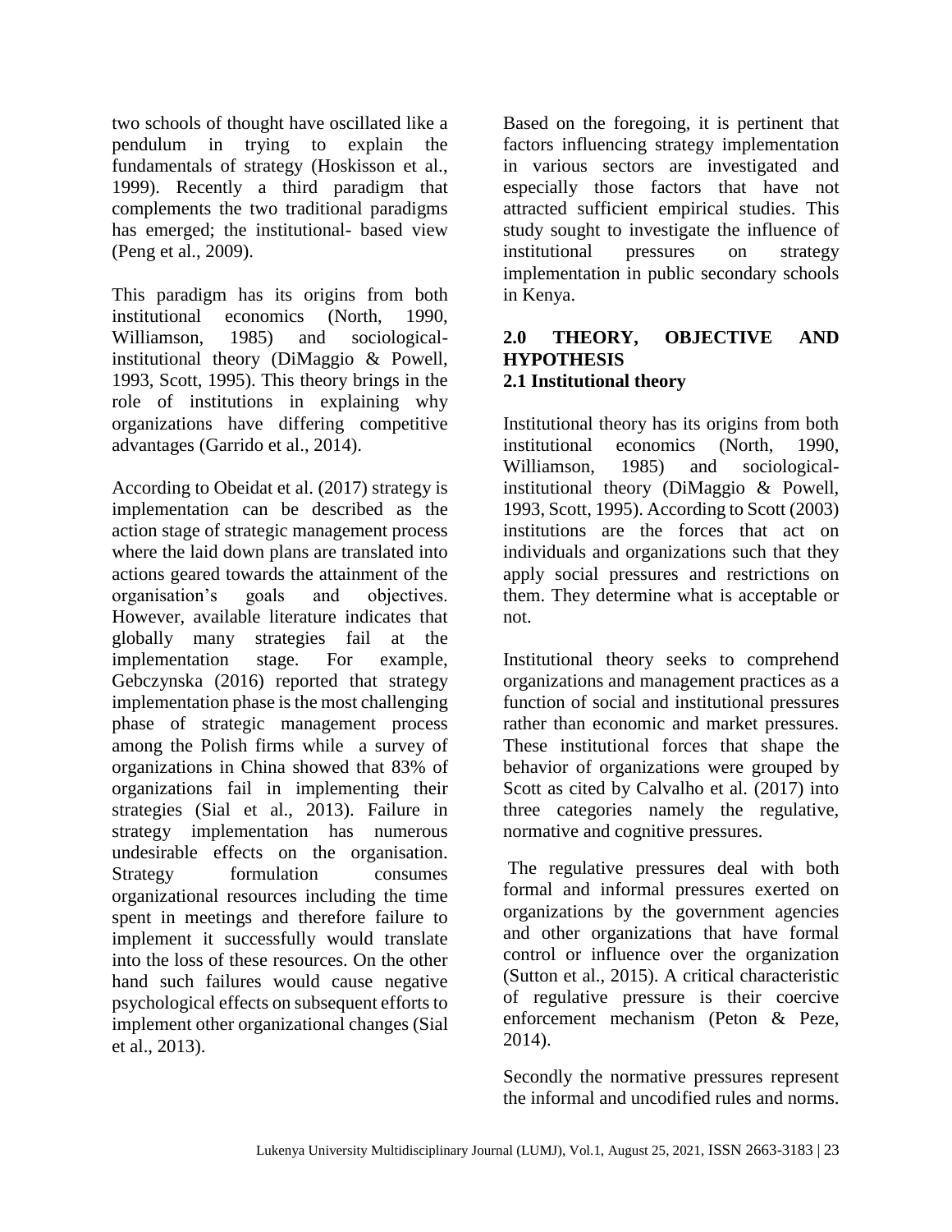two schools of thought have oscillated like a pendulum in trying to explain the fundamentals of strategy (Hoskisson et al., 1999). Recently a third paradigm that complements the two traditional paradigms has emerged; the institutional- based view (Peng et al., 2009).

This paradigm has its origins from both institutional economics (North, 1990, Williamson, 1985) and sociological-institutional theory (DiMaggio & Powell, 1993, Scott, 1995). This theory brings in the role of institutions in explaining why organizations have differing competitive advantages (Garrido et al., 2014).

According to Obeidat et al. (2017) strategy is implementation can be described as the action stage of strategic management process where the laid down plans are translated into actions geared towards the attainment of the organisation's goals and objectives. However, available literature indicates that globally many strategies fail at the implementation stage. For example, Gebczynska (2016) reported that strategy implementation phase is the most challenging phase of strategic management process among the Polish firms while a survey of organizations in China showed that 83% of organizations fail in implementing their strategies (Sial et al., 2013). Failure in strategy implementation has numerous undesirable effects on the organisation. Strategy formulation consumes organizational resources including the time spent in meetings and therefore failure to implement it successfully would translate into the loss of these resources. On the other hand such failures would cause negative psychological effects on subsequent efforts to implement other organizational changes (Sial et al., 2013).

Based on the foregoing, it is pertinent that factors influencing strategy implementation in various sectors are investigated and especially those factors that have not attracted sufficient empirical studies. This study sought to investigate the influence of institutional pressures on strategy implementation in public secondary schools in Kenya.

## 2.0 THEORY, OBJECTIVE AND HYPOTHESIS

### 2.1 Institutional theory

Institutional theory has its origins from both institutional economics (North, 1990, Williamson, 1985) and sociological-institutional theory (DiMaggio & Powell, 1993, Scott, 1995). According to Scott (2003) institutions are the forces that act on individuals and organizations such that they apply social pressures and restrictions on them. They determine what is acceptable or not.

Institutional theory seeks to comprehend organizations and management practices as a function of social and institutional pressures rather than economic and market pressures. These institutional forces that shape the behavior of organizations were grouped by Scott as cited by Calvalho et al. (2017) into three categories namely the regulative, normative and cognitive pressures.

The regulative pressures deal with both formal and informal pressures exerted on organizations by the government agencies and other organizations that have formal control or influence over the organization (Sutton et al., 2015). A critical characteristic of regulative pressure is their coercive enforcement mechanism (Peton & Peze, 2014).

Secondly the normative pressures represent the informal and uncodified rules and norms.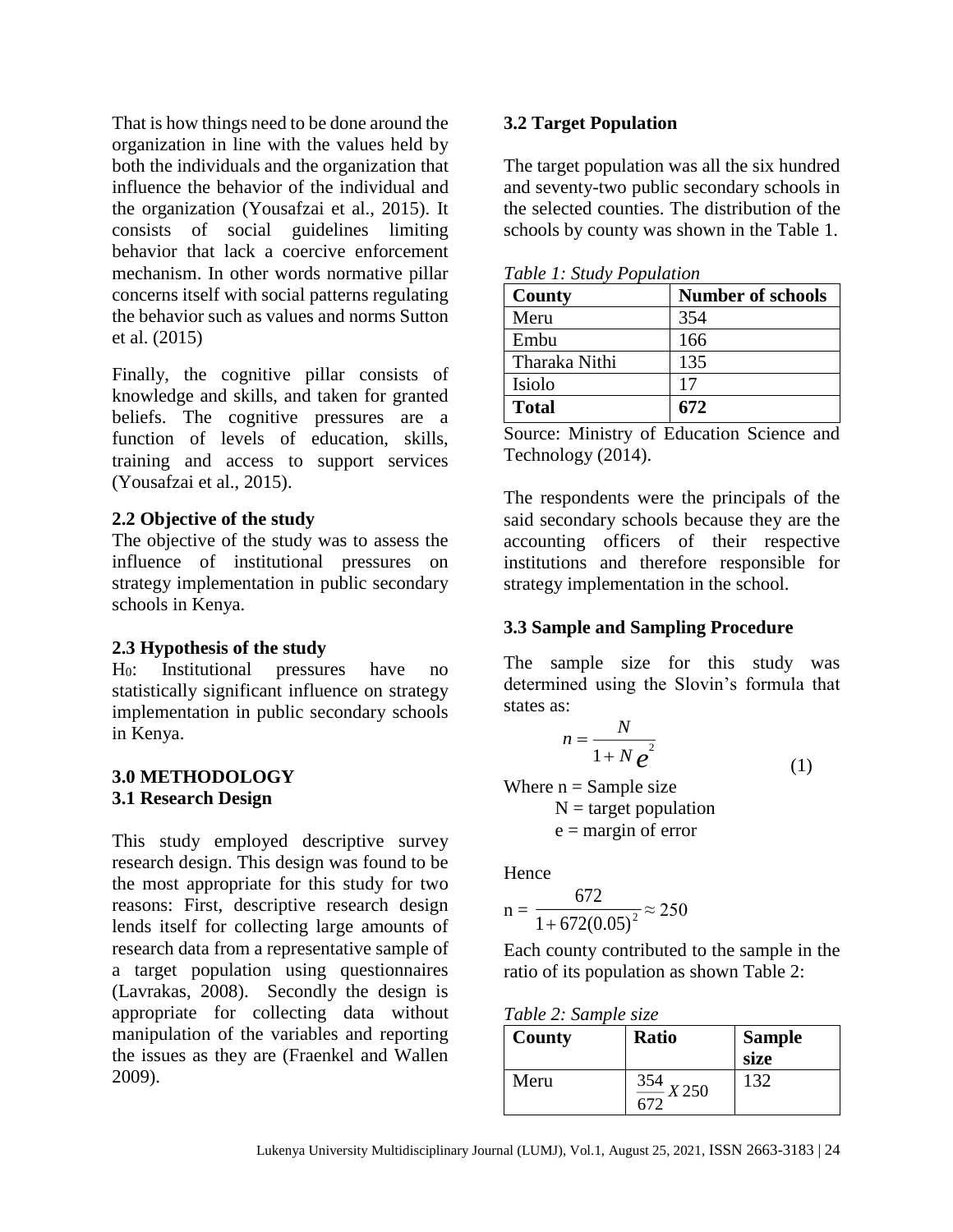That is how things need to be done around the organization in line with the values held by both the individuals and the organization that influence the behavior of the individual and the organization (Yousafzai et al., 2015). It consists of social guidelines limiting behavior that lack a coercive enforcement mechanism. In other words normative pillar concerns itself with social patterns regulating the behavior such as values and norms Sutton et al. (2015)

Finally, the cognitive pillar consists of knowledge and skills, and taken for granted beliefs. The cognitive pressures are a function of levels of education, skills, training and access to support services (Yousafzai et al., 2015).

### 2.2 Objective of the study

The objective of the study was to assess the influence of institutional pressures on strategy implementation in public secondary schools in Kenya.

### 2.3 Hypothesis of the study

$H_0$: Institutional pressures have no statistically significant influence on strategy implementation in public secondary schools in Kenya.

## 3.0 METHODOLOGY

### 3.1 Research Design

This study employed descriptive survey research design. This design was found to be the most appropriate for this study for two reasons: First, descriptive research design lends itself for collecting large amounts of research data from a representative sample of a target population using questionnaires (Lavrakas, 2008). Secondly the design is appropriate for collecting data without manipulation of the variables and reporting the issues as they are (Fraenkel and Wallen 2009).

### 3.2 Target Population

The target population was all the six hundred and seventy-two public secondary schools in the selected counties. The distribution of the schools by county was shown in the Table 1.

*Table 1: Study Population*

| County | Number of schools |
|---|---|
| Meru | 354 |
| Embu | 166 |
| Tharaka Nithi | 135 |
| Isiolo | 17 |
| **Total** | **672** |

Source: Ministry of Education Science and Technology (2014).

The respondents were the principals of the said secondary schools because they are the accounting officers of their respective institutions and therefore responsible for strategy implementation in the school.

### 3.3 Sample and Sampling Procedure

The sample size for this study was determined using the Slovin's formula that states as:

$$n = \frac{N}{1 + Ne^2} \qquad (1)$$

Where n = Sample size
N = target population
e = margin of error

Hence

$$n = \frac{672}{1 + 672(0.05)^2} \approx 250$$

Each county contributed to the sample in the ratio of its population as shown Table 2:

*Table 2: Sample size*

| County | Ratio | Sample size |
|---|---|---|
| Meru | $\frac{354}{672} X\, 250$ | 132 |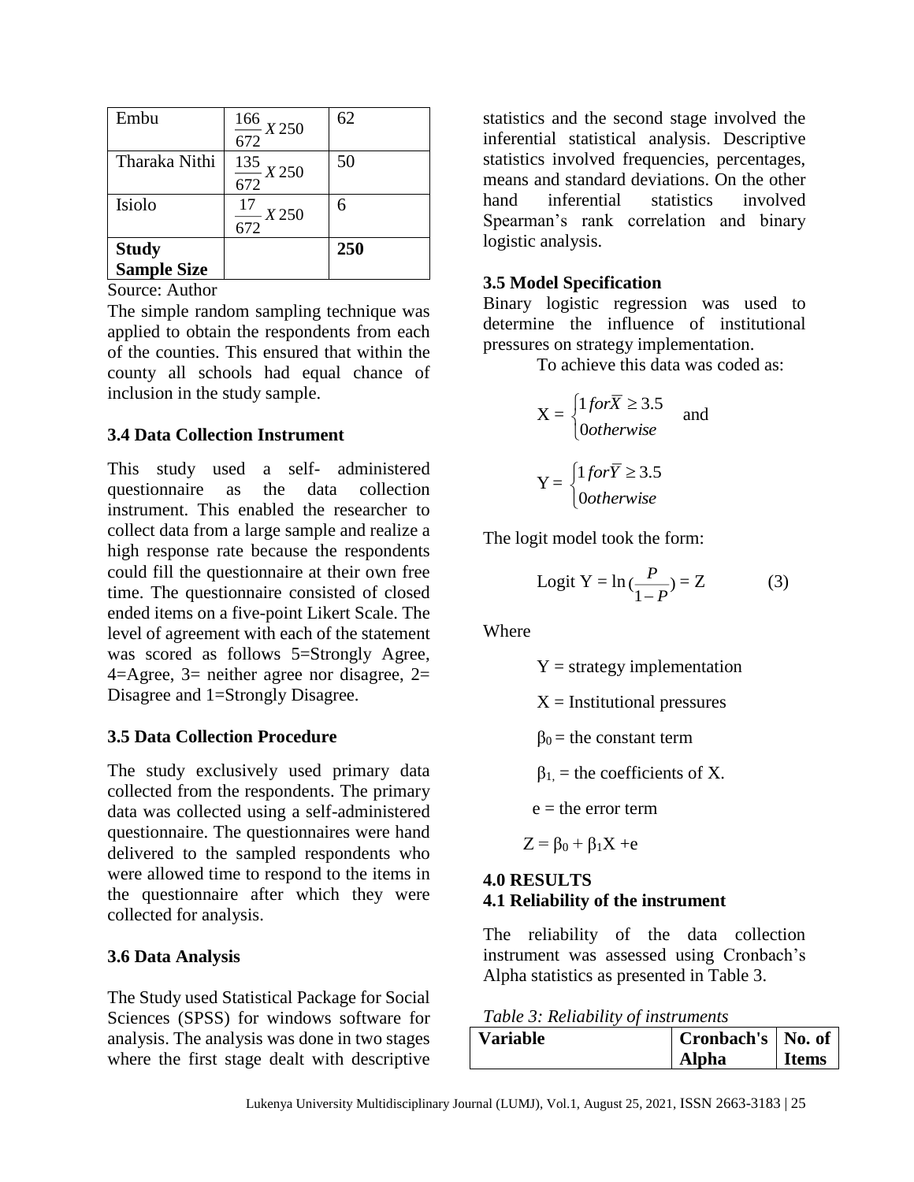| Embu | $\frac{166}{672} X 250$ | 62 |
|---|---|---|
| Tharaka Nithi | $\frac{135}{672} X 250$ | 50 |
| Isiolo | $\frac{17}{672} X 250$ | 6 |
| **Study Sample Size** | | **250** |

Source: Author

The simple random sampling technique was applied to obtain the respondents from each of the counties. This ensured that within the county all schools had equal chance of inclusion in the study sample.

### 3.4 Data Collection Instrument

This study used a self- administered questionnaire as the data collection instrument. This enabled the researcher to collect data from a large sample and realize a high response rate because the respondents could fill the questionnaire at their own free time. The questionnaire consisted of closed ended items on a five-point Likert Scale. The level of agreement with each of the statement was scored as follows 5=Strongly Agree, 4=Agree, 3= neither agree nor disagree, 2= Disagree and 1=Strongly Disagree.

### 3.5 Data Collection Procedure

The study exclusively used primary data collected from the respondents. The primary data was collected using a self-administered questionnaire. The questionnaires were hand delivered to the sampled respondents who were allowed time to respond to the items in the questionnaire after which they were collected for analysis.

### 3.6 Data Analysis

The Study used Statistical Package for Social Sciences (SPSS) for windows software for analysis. The analysis was done in two stages where the first stage dealt with descriptive statistics and the second stage involved the inferential statistical analysis. Descriptive statistics involved frequencies, percentages, means and standard deviations. On the other hand inferential statistics involved Spearman's rank correlation and binary logistic analysis.

### 3.5 Model Specification

Binary logistic regression was used to determine the influence of institutional pressures on strategy implementation.

To achieve this data was coded as:

$$X = \begin{cases} 1 \; for \bar{X} \geq 3.5 \\ 0 \; otherwise \end{cases} \quad \text{and}$$

$$Y = \begin{cases} 1 \; for \bar{Y} \geq 3.5 \\ 0 \; otherwise \end{cases}$$

The logit model took the form:

$$\text{Logit Y} = \ln\left(\frac{P}{1-P}\right) = Z \qquad (3)$$

Where

Y = strategy implementation

X = Institutional pressures

$\beta_0$ = the constant term

$\beta_1$, = the coefficients of X.

e = the error term

$Z = \beta_0 + \beta_1 X + e$

## 4.0 RESULTS

### 4.1 Reliability of the instrument

The reliability of the data collection instrument was assessed using Cronbach's Alpha statistics as presented in Table 3.

*Table 3: Reliability of instruments*

| Variable | Cronbach's Alpha | No. of Items |
|---|---|---|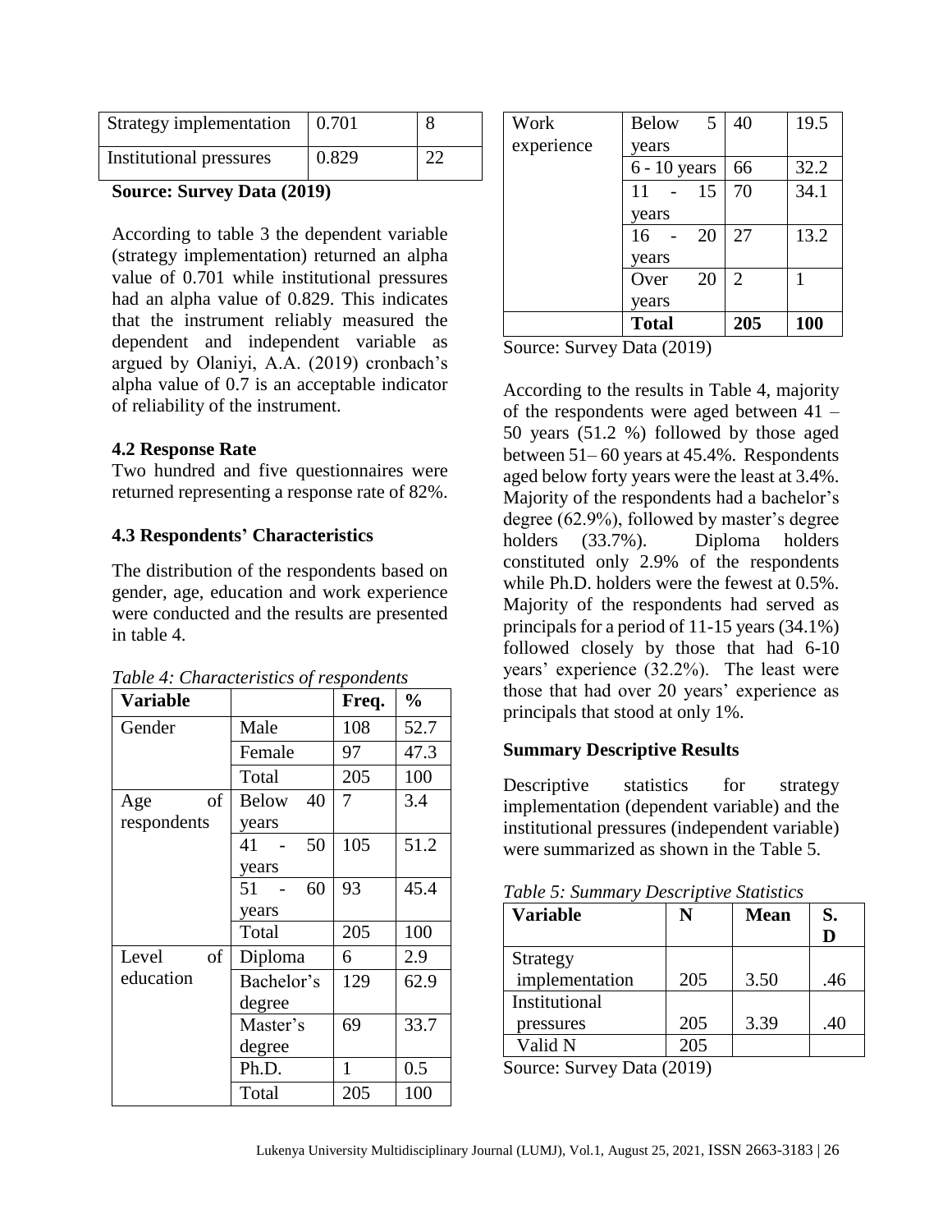| Strategy implementation | 0.701 | 8 |
|---|---|---|
| Institutional pressures | 0.829 | 22 |

**Source: Survey Data (2019)**

According to table 3 the dependent variable (strategy implementation) returned an alpha value of 0.701 while institutional pressures had an alpha value of 0.829. This indicates that the instrument reliably measured the dependent and independent variable as argued by Olaniyi, A.A. (2019) cronbach's alpha value of 0.7 is an acceptable indicator of reliability of the instrument.

### 4.2 Response Rate

Two hundred and five questionnaires were returned representing a response rate of 82%.

### 4.3 Respondents' Characteristics

The distribution of the respondents based on gender, age, education and work experience were conducted and the results are presented in table 4.

*Table 4: Characteristics of respondents*

| **Variable** | | **Freq.** | **%** |
|---|---|---|---|
| Gender | Male | 108 | 52.7 |
| | Female | 97 | 47.3 |
| | Total | 205 | 100 |
| Age of respondents | Below 40 years | 7 | 3.4 |
| | 41 - 50 years | 105 | 51.2 |
| | 51 - 60 years | 93 | 45.4 |
| | Total | 205 | 100 |
| Level of education | Diploma | 6 | 2.9 |
| | Bachelor's degree | 129 | 62.9 |
| | Master's degree | 69 | 33.7 |
| | Ph.D. | 1 | 0.5 |
| | Total | 205 | 100 |
| Work experience | Below 5 years | 40 | 19.5 |
| | 6 - 10 years | 66 | 32.2 |
| | 11 - 15 years | 70 | 34.1 |
| | 16 - 20 years | 27 | 13.2 |
| | Over 20 years | 2 | 1 |
| | **Total** | **205** | **100** |

Source: Survey Data (2019)

According to the results in Table 4, majority of the respondents were aged between 41 – 50 years (51.2 %) followed by those aged between 51– 60 years at 45.4%. Respondents aged below forty years were the least at 3.4%. Majority of the respondents had a bachelor's degree (62.9%), followed by master's degree holders (33.7%). Diploma holders constituted only 2.9% of the respondents while Ph.D. holders were the fewest at 0.5%. Majority of the respondents had served as principals for a period of 11-15 years (34.1%) followed closely by those that had 6-10 years' experience (32.2%). The least were those that had over 20 years' experience as principals that stood at only 1%.

### Summary Descriptive Results

Descriptive statistics for strategy implementation (dependent variable) and the institutional pressures (independent variable) were summarized as shown in the Table 5.

*Table 5: Summary Descriptive Statistics*

| **Variable** | **N** | **Mean** | **S. D** |
|---|---|---|---|
| Strategy implementation | 205 | 3.50 | .46 |
| Institutional pressures | 205 | 3.39 | .40 |
| Valid N | 205 | | |

Source: Survey Data (2019)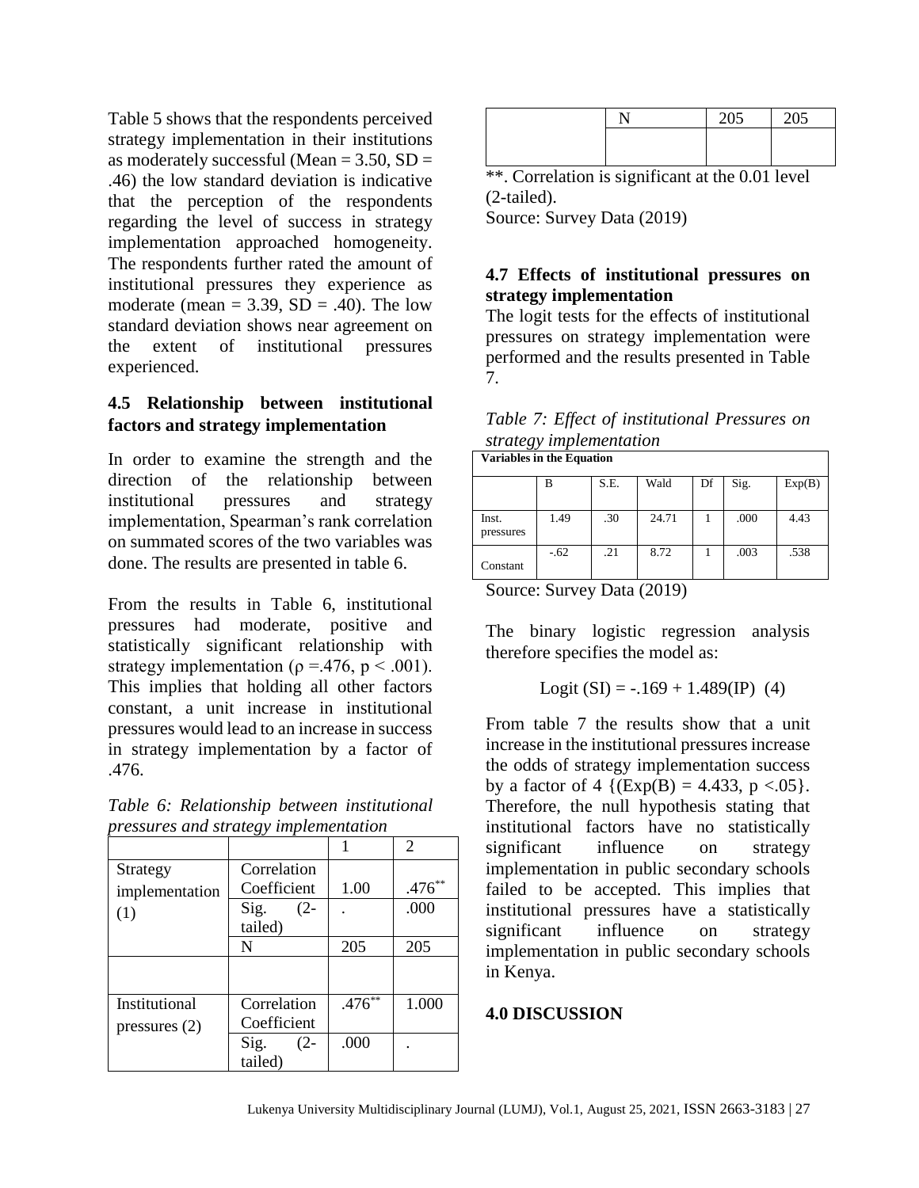Table 5 shows that the respondents perceived strategy implementation in their institutions as moderately successful (Mean = 3.50, SD = .46) the low standard deviation is indicative that the perception of the respondents regarding the level of success in strategy implementation approached homogeneity. The respondents further rated the amount of institutional pressures they experience as moderate (mean = 3.39, SD = .40). The low standard deviation shows near agreement on the extent of institutional pressures experienced.

### 4.5 Relationship between institutional factors and strategy implementation

In order to examine the strength and the direction of the relationship between institutional pressures and strategy implementation, Spearman's rank correlation on summated scores of the two variables was done. The results are presented in table 6.

From the results in Table 6, institutional pressures had moderate, positive and statistically significant relationship with strategy implementation ($\rho$ =.476, $p < .001$). This implies that holding all other factors constant, a unit increase in institutional pressures would lead to an increase in success in strategy implementation by a factor of .476.

*Table 6: Relationship between institutional pressures and strategy implementation*

| | | 1 | 2 |
|---|---|---|---|
| Strategy implementation (1) | Correlation Coefficient | 1.00 | .476** |
| | Sig. (2-tailed) | . | .000 |
| | N | 205 | 205 |
| | | | |
| Institutional pressures (2) | Correlation Coefficient | .476** | 1.000 |
| | Sig. (2-tailed) | .000 | . |
| | N | 205 | 205 |

**. Correlation is significant at the 0.01 level (2-tailed).

Source: Survey Data (2019)

### 4.7 Effects of institutional pressures on strategy implementation

The logit tests for the effects of institutional pressures on strategy implementation were performed and the results presented in Table 7.

*Table 7: Effect of institutional Pressures on strategy implementation*

| Variables in the Equation | | | | | | |
|---|---|---|---|---|---|---|
| | B | S.E. | Wald | Df | Sig. | Exp(B) |
| Inst. pressures | 1.49 | .30 | 24.71 | 1 | .000 | 4.43 |
| Constant | -.62 | .21 | 8.72 | 1 | .003 | .538 |

Source: Survey Data (2019)

The binary logistic regression analysis therefore specifies the model as:

$$\text{Logit (SI)} = -.169 + 1.489(\text{IP}) \quad (4)$$

From table 7 the results show that a unit increase in the institutional pressures increase the odds of strategy implementation success by a factor of 4 {(Exp(B) = 4.433, $p < .05$}. Therefore, the null hypothesis stating that institutional factors have no statistically significant influence on strategy implementation in public secondary schools failed to be accepted. This implies that institutional pressures have a statistically significant influence on strategy implementation in public secondary schools in Kenya.

## 4.0 DISCUSSION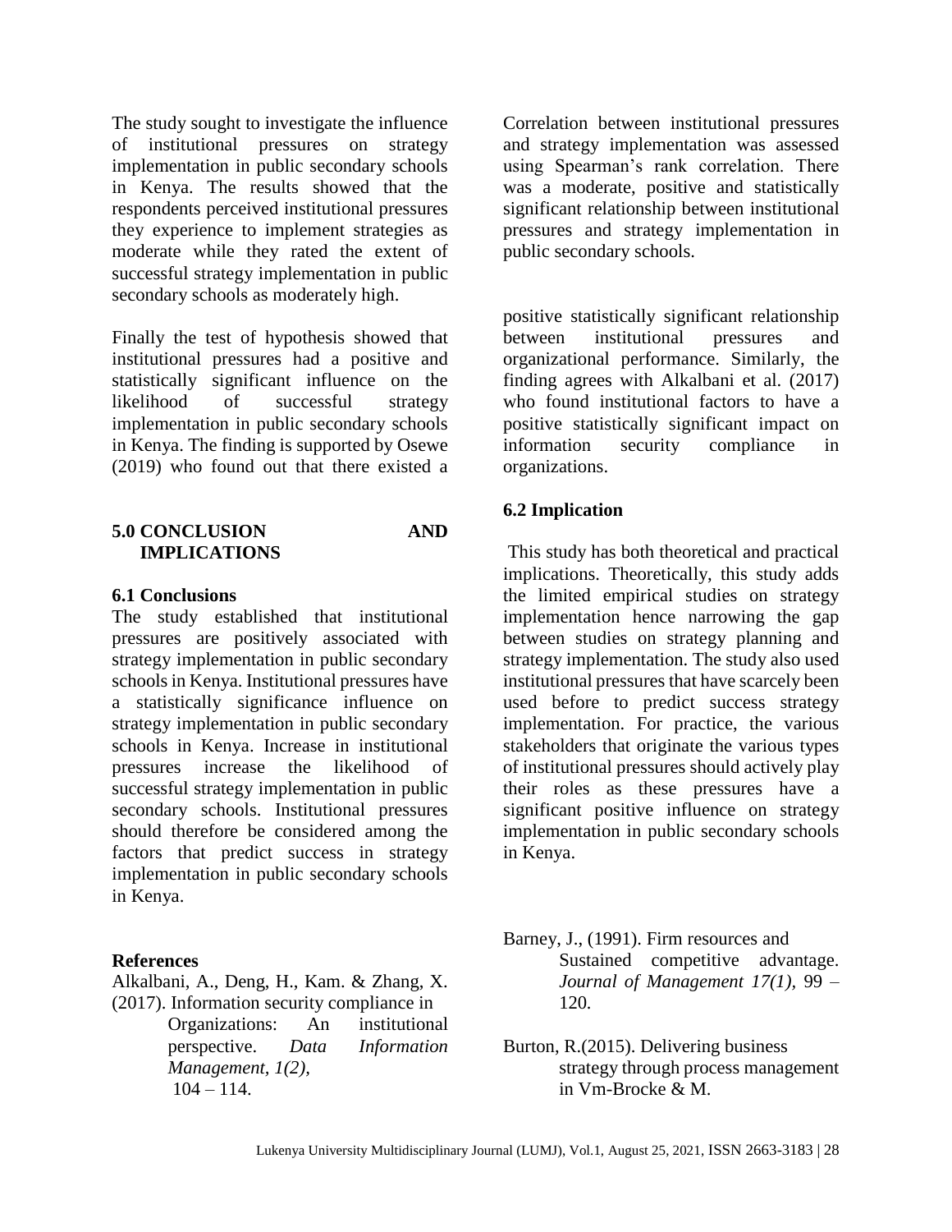The study sought to investigate the influence of institutional pressures on strategy implementation in public secondary schools in Kenya. The results showed that the respondents perceived institutional pressures they experience to implement strategies as moderate while they rated the extent of successful strategy implementation in public secondary schools as moderately high.

Correlation between institutional pressures and strategy implementation was assessed using Spearman's rank correlation. There was a moderate, positive and statistically significant relationship between institutional pressures and strategy implementation in public secondary schools.

Finally the test of hypothesis showed that institutional pressures had a positive and statistically significant influence on the likelihood of successful strategy implementation in public secondary schools in Kenya. The finding is supported by Osewe (2019) who found out that there existed a positive statistically significant relationship between institutional pressures and organizational performance. Similarly, the finding agrees with Alkalbani et al. (2017) who found institutional factors to have a positive statistically significant impact on information security compliance in organizations.

## 5.0 CONCLUSION AND IMPLICATIONS

### 6.1 Conclusions

The study established that institutional pressures are positively associated with strategy implementation in public secondary schools in Kenya. Institutional pressures have a statistically significance influence on strategy implementation in public secondary schools in Kenya. Increase in institutional pressures increase the likelihood of successful strategy implementation in public secondary schools. Institutional pressures should therefore be considered among the factors that predict success in strategy implementation in public secondary schools in Kenya.

### 6.2 Implication

This study has both theoretical and practical implications. Theoretically, this study adds the limited empirical studies on strategy implementation hence narrowing the gap between studies on strategy planning and strategy implementation. The study also used institutional pressures that have scarcely been used before to predict success strategy implementation. For practice, the various stakeholders that originate the various types of institutional pressures should actively play their roles as these pressures have a significant positive influence on strategy implementation in public secondary schools in Kenya.

### References

Alkalbani, A., Deng, H., Kam. & Zhang, X. (2017). Information security compliance in Organizations: An institutional perspective. *Data Information Management, 1(2),* 104 – 114.

Barney, J., (1991). Firm resources and Sustained competitive advantage. *Journal of Management 17(1),* 99 – 120.

Burton, R.(2015). Delivering business strategy through process management in Vm-Brocke & M.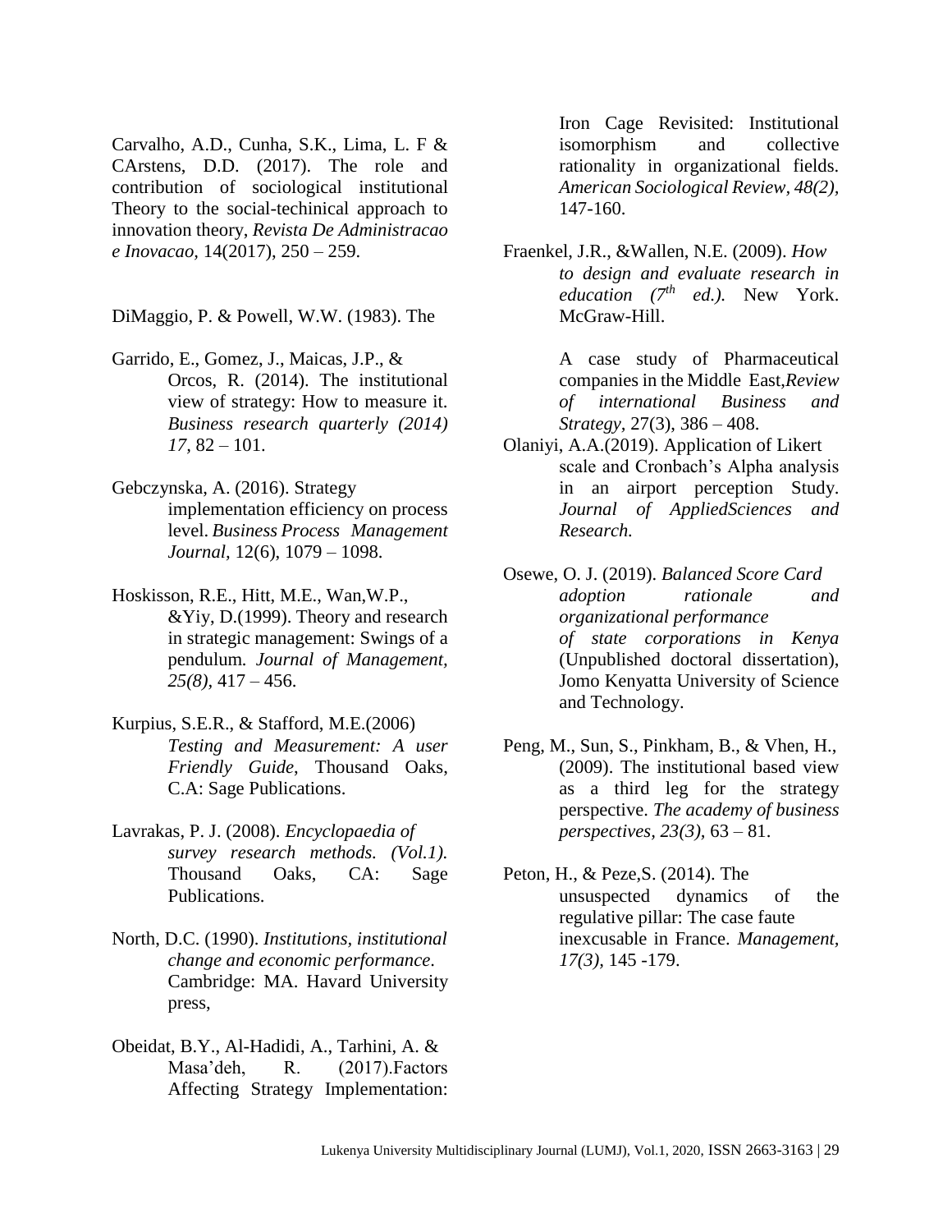Carvalho, A.D., Cunha, S.K., Lima, L. F & CArstens, D.D. (2017). The role and contribution of sociological institutional Theory to the social-techinical approach to innovation theory, *Revista De Administracao e Inovacao,* 14(2017), 250 – 259.

DiMaggio, P. & Powell, W.W. (1983). The

Garrido, E., Gomez, J., Maicas, J.P., & Orcos, R. (2014). The institutional view of strategy: How to measure it. *Business research quarterly (2014) 17,* 82 – 101.

Gebczynska, A. (2016). Strategy implementation efficiency on process level. *Business Process Management Journal,* 12(6), 1079 – 1098.

Hoskisson, R.E., Hitt, M.E., Wan,W.P., &Yiy, D.(1999). Theory and research in strategic management: Swings of a pendulum. *Journal of Management, 25(8),* 417 – 456.

Kurpius, S.E.R., & Stafford, M.E.(2006) *Testing and Measurement: A user Friendly Guide*, Thousand Oaks, C.A: Sage Publications.

Lavrakas, P. J. (2008). *Encyclopaedia of survey research methods. (Vol.1).* Thousand Oaks, CA: Sage Publications.

North, D.C. (1990). *Institutions, institutional change and economic performance*. Cambridge: MA. Havard University press,

Obeidat, B.Y., Al-Hadidi, A., Tarhini, A. & Masa'deh, R. (2017).Factors Affecting Strategy Implementation:

Iron Cage Revisited: Institutional isomorphism and collective rationality in organizational fields. *American Sociological Review, 48(2),* 147-160.

Fraenkel, J.R., &Wallen, N.E. (2009). *How to design and evaluate research in education (7th ed.).* New York. McGraw-Hill.

A case study of Pharmaceutical companies in the Middle East,*Review of international Business and Strategy*, 27(3), 386 – 408.

Olaniyi, A.A.(2019). Application of Likert scale and Cronbach's Alpha analysis in an airport perception Study. *Journal of AppliedSciences and Research.*

Osewe, O. J. (2019). *Balanced Score Card adoption rationale and organizational performance of state corporations in Kenya* (Unpublished doctoral dissertation), Jomo Kenyatta University of Science and Technology.

Peng, M., Sun, S., Pinkham, B., & Vhen, H., (2009). The institutional based view as a third leg for the strategy perspective. *The academy of business perspectives, 23(3),* 63 – 81.

Peton, H., & Peze,S. (2014). The unsuspected dynamics of the regulative pillar: The case faute inexcusable in France. *Management, 17(3),* 145 -179.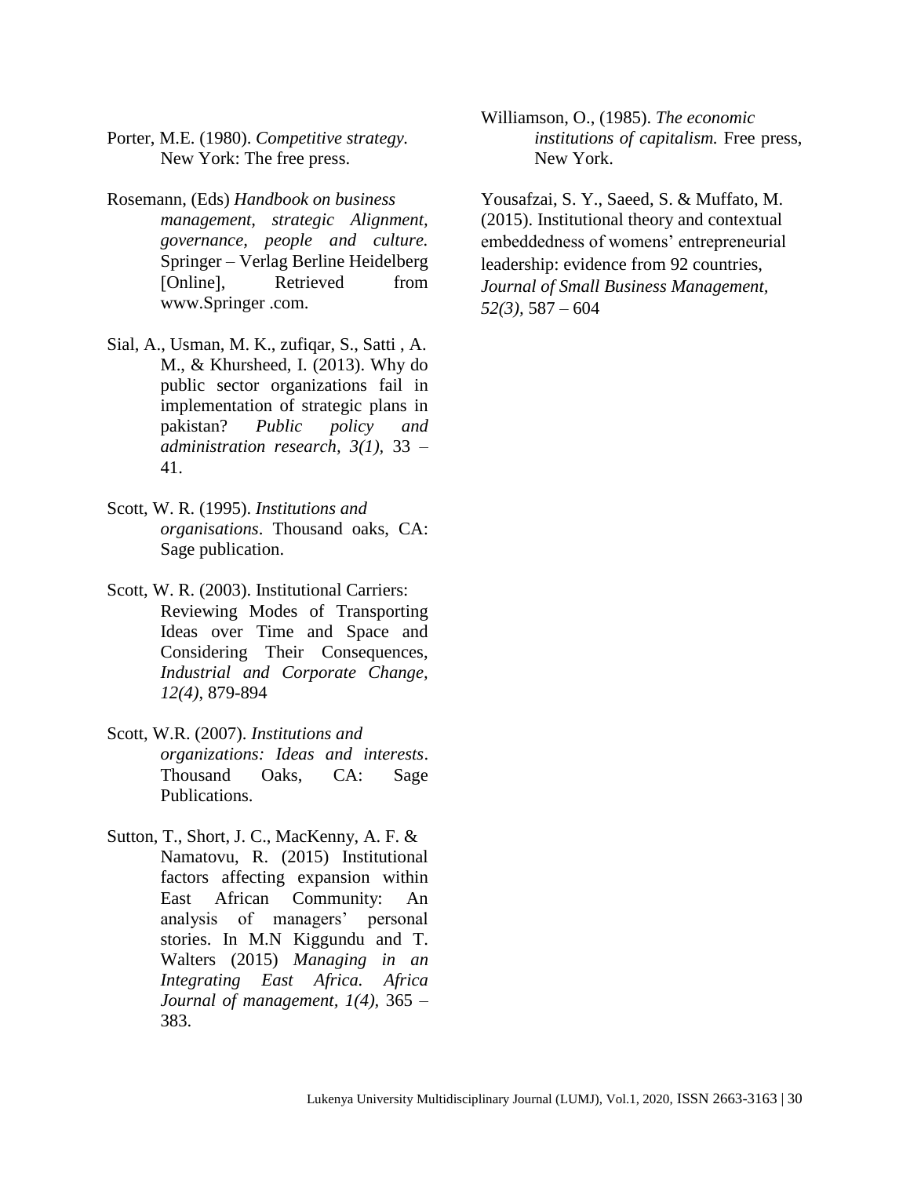Porter, M.E. (1980). *Competitive strategy.* New York: The free press.

Rosemann, (Eds) *Handbook on business management, strategic Alignment, governance, people and culture.* Springer – Verlag Berline Heidelberg [Online], Retrieved from www.Springer .com.

Sial, A., Usman, M. K., zufiqar, S., Satti , A. M., & Khursheed, I. (2013). Why do public sector organizations fail in implementation of strategic plans in pakistan? *Public policy and administration research, 3(1),* 33 – 41.

Scott, W. R. (1995). *Institutions and organisations*. Thousand oaks, CA: Sage publication.

Scott, W. R. (2003). Institutional Carriers: Reviewing Modes of Transporting Ideas over Time and Space and Considering Their Consequences, *Industrial and Corporate Change, 12(4)*, 879-894

Scott, W.R. (2007). *Institutions and organizations: Ideas and interests*. Thousand Oaks, CA: Sage Publications.

Sutton, T., Short, J. C., MacKenny, A. F. & Namatovu, R. (2015) Institutional factors affecting expansion within East African Community: An analysis of managers' personal stories. In M.N Kiggundu and T. Walters (2015) *Managing in an Integrating East Africa. Africa Journal of management, 1(4),* 365 – 383.

Williamson, O., (1985). *The economic institutions of capitalism.* Free press, New York.

Yousafzai, S. Y., Saeed, S. & Muffato, M. (2015). Institutional theory and contextual embeddedness of womens' entrepreneurial leadership: evidence from 92 countries, *Journal of Small Business Management, 52(3),* 587 – 604